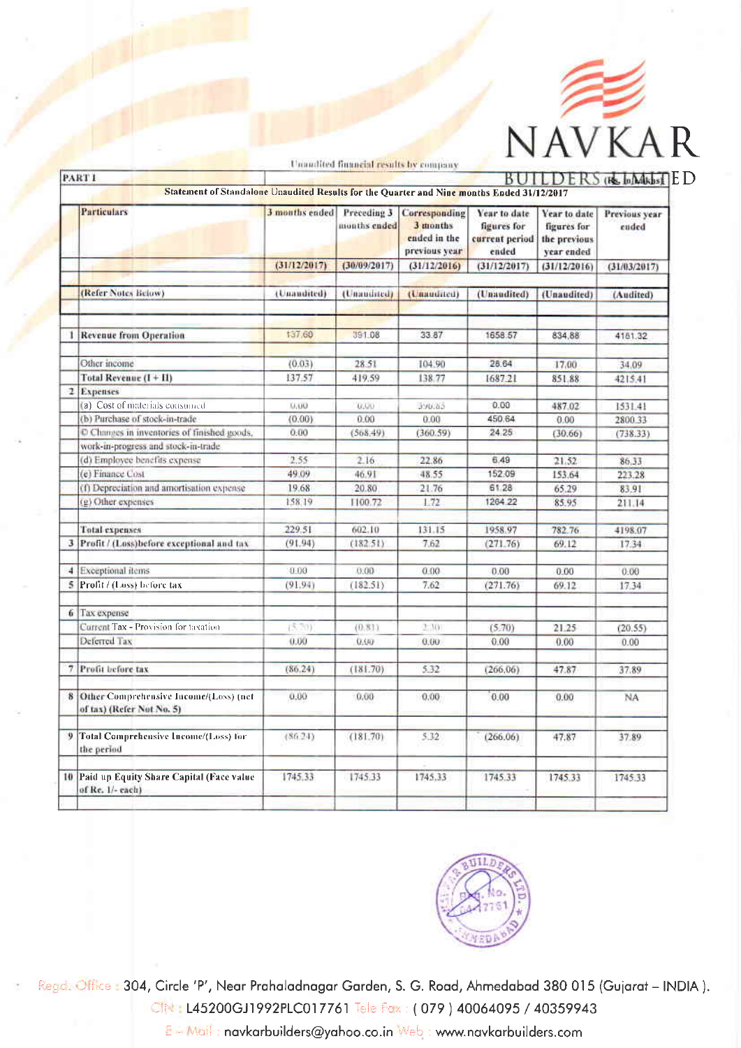# NAVKAR BUILDERS LIMITED

Unaudited financial results by company

PART I (Rs. In Lakhs)

**Statement of Standalone Unaudited Results for the Quarter and Nine months Ended 31/12/2017**

| | Particulars | 3 months ended | Preceding 3 months ended | Corresponding 3 months ended in the previous year | Year to date figures for current period ended | Year to date figures for the previous year ended | Previous year ended |
|---|---|---|---|---|---|---|---|
| | | (31/12/2017) | (30/09/2017) | (31/12/2016) | (31/12/2017) | (31/12/2016) | (31/03/2017) |
| | (Refer Notes Below) | (Unaudited) | (Unaudited) | (Unaudited) | (Unaudited) | (Unaudited) | (Audited) |
| 1 | Revenue from Operation | 137.60 | 391.08 | 33.87 | 1658.57 | 834.88 | 4181.32 |
| | Other income | (0.03) | 28.51 | 104.90 | 28.64 | 17.00 | 34.09 |
| | Total Revenue (I + II) | 137.57 | 419.59 | 138.77 | 1687.21 | 851.88 | 4215.41 |
| 2 | Expenses | | | | | | |
| | (a) Cost of materials consumed | 0.00 | 0.00 | 390.83 | 0.00 | 487.02 | 1531.41 |
| | (b) Purchase of stock-in-trade | (0.00) | 0.00 | 0.00 | 450.64 | 0.00 | 2800.33 |
| | © Changes in inventories of finished goods, work-in-progress and stock-in-trade | 0.00 | (568.49) | (360.59) | 24.25 | (30.66) | (738.33) |
| | (d) Employee benefits expense | 2.55 | 2.16 | 22.86 | 6.49 | 21.52 | 86.33 |
| | (e) Finance Cost | 49.09 | 46.91 | 48.55 | 152.09 | 153.64 | 223.28 |
| | (f) Depreciation and amortisation expense | 19.68 | 20.80 | 21.76 | 61.28 | 65.29 | 83.91 |
| | (g) Other expenses | 158.19 | 1100.72 | 1.72 | 1264.22 | 85.95 | 211.14 |
| | Total expenses | 229.51 | 602.10 | 131.15 | 1958.97 | 782.76 | 4198.07 |
| 3 | Profit / (Loss)before exceptional and tax | (91.94) | (182.51) | 7.62 | (271.76) | 69.12 | 17.34 |
| 4 | Exceptional items | 0.00 | 0.00 | 0.00 | 0.00 | 0.00 | 0.00 |
| 5 | Profit / (Loss) before tax | (91.94) | (182.51) | 7.62 | (271.76) | 69.12 | 17.34 |
| 6 | Tax expense | | | | | | |
| | Current Tax - Provision for taxation | (5.70) | (0.81) | 2.30 | (5.70) | 21.25 | (20.55) |
| | Deferred Tax | 0.00 | 0.00 | 0.00 | 0.00 | 0.00 | 0.00 |
| 7 | Profit before tax | (86.24) | (181.70) | 5.32 | (266.06) | 47.87 | 37.89 |
| 8 | Other Comprehensive Income/(Loss) (net of tax) (Refer Not No. 5) | 0.00 | 0.00 | 0.00 | 0.00 | 0.00 | NA |
| 9 | Total Comprehensive Income/(Loss) for the period | (86.24) | (181.70) | 5.32 | (266.06) | 47.87 | 37.89 |
| 10 | Paid up Equity Share Capital (Face value of Re. 1/- each) | 1745.33 | 1745.33 | 1745.33 | 1745.33 | 1745.33 | 1745.33 |

Regd. Office : 304, Circle 'P', Near Prahaladnagar Garden, S. G. Road, Ahmedabad 380 015 (Gujarat – INDIA ).
CIN : L45200GJ1992PLC017761 Tele Fax : ( 079 ) 40064095 / 40359943
E – Mail : navkarbuilders@yahoo.co.in Web : www.navkarbuilders.com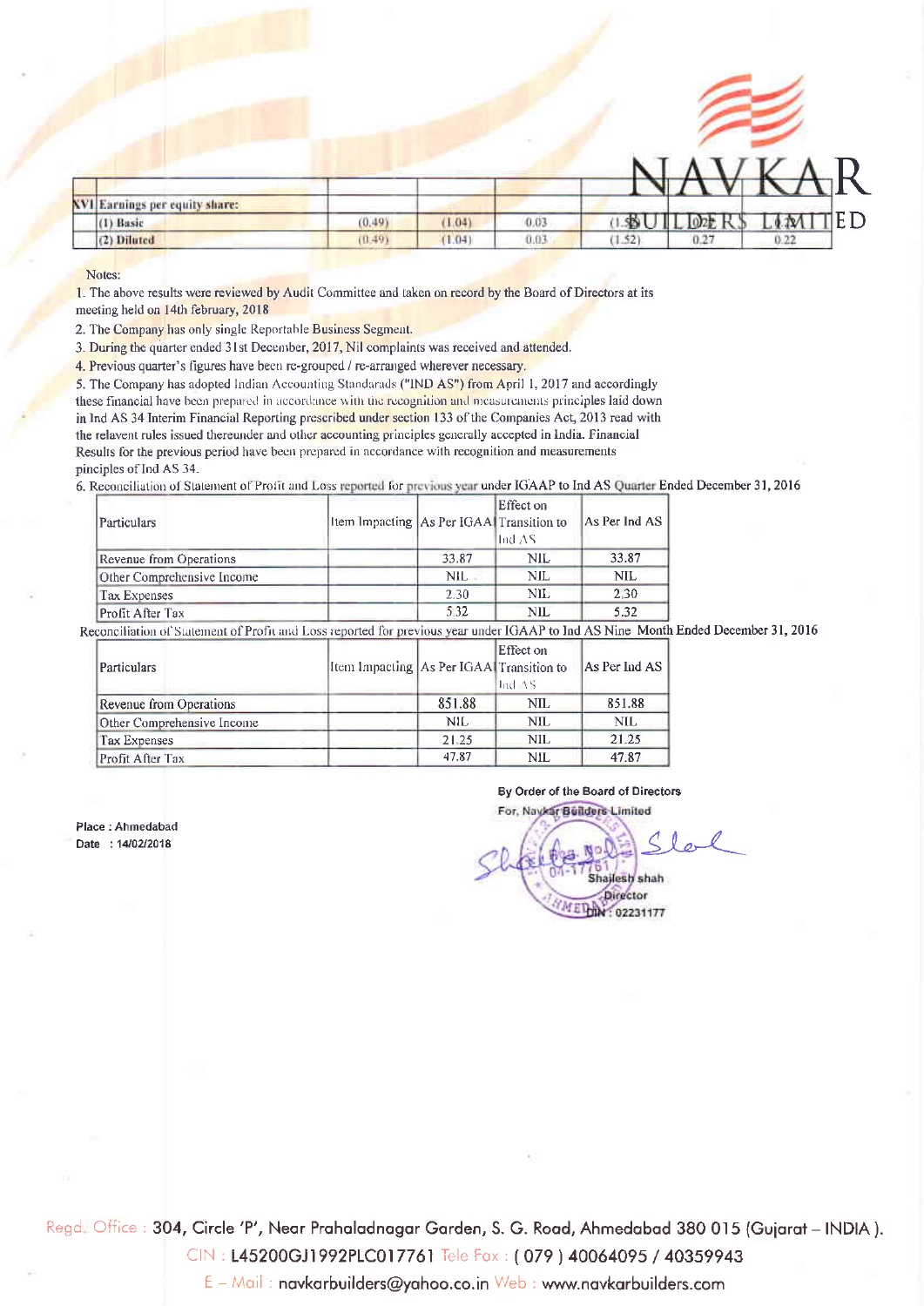| | | | | | | | |
|---|---|---|---|---|---|---|---|
| XVI | Earnings per equity share: | | | | | | |
| | (1) Basic | (0.49) | (1.04) | 0.03 | (1.52) | 0.27 | 0.22 |
| | (2) Diluted | (0.49) | (1.04) | 0.03 | (1.52) | 0.27 | 0.22 |

Notes:

1. The above results were reviewed by Audit Committee and taken on record by the Board of Directors at its meeting held on 14th february, 2018
2. The Company has only single Reportable Business Segment.
3. During the quarter ended 31st December, 2017, Nil complaints was received and attended.
4. Previous quarter's figures have been re-grouped / re-arranged wherever necessary.
5. The Company has adopted Indian Accounting Standarads ("IND AS") from April 1, 2017 and accordingly these financial have been prepared in accordance with the recognition and measurements principles laid down in Ind AS 34 Interim Financial Reporting prescribed under section 133 of the Companies Act, 2013 read with the relavent rules issued thereunder and other accounting principles generally accepted in India. Financial Results for the previous period have been prepared in accordance with recognition and measurements pinciples of Ind AS 34.
6. Reconciliation of Statement of Profit and Loss reported for previous year under IGAAP to Ind AS Quarter Ended December 31, 2016

| Particulars | Item Impacting | As Per IGAAP | Effect on Transition to Ind AS | As Per Ind AS |
|---|---|---|---|---|
| Revenue from Operations | | 33.87 | NIL | 33.87 |
| Other Comprehensive Income | | NIL | NIL | NIL |
| Tax Expenses | | 2.30 | NIL | 2.30 |
| Profit After Tax | | 5.32 | NIL | 5.32 |

Reconciliation of Statement of Profit and Loss reported for previous year under IGAAP to Ind AS Nine Month Ended December 31, 2016

| Particulars | Item Impacting | As Per IGAAP | Effect on Transition to Ind AS | As Per Ind AS |
|---|---|---|---|---|
| Revenue from Operations | | 851.88 | NIL | 851.88 |
| Other Comprehensive Income | | NIL | NIL | NIL |
| Tax Expenses | | 21.25 | NIL | 21.25 |
| Profit After Tax | | 47.87 | NIL | 47.87 |

By Order of the Board of Directors
For, Navkar Builders Limited

Shailesh shah
Director
DIN : 02231177

Place : Ahmedabad
Date : 14/02/2018

Regd. Office : 304, Circle 'P', Near Prahaladnagar Garden, S. G. Road, Ahmedabad 380 015 (Gujarat – INDIA).
CIN : L45200GJ1992PLC017761 Tele Fax : ( 079 ) 40064095 / 40359943
E – Mail : navkarbuilders@yahoo.co.in Web : www.navkarbuilders.com